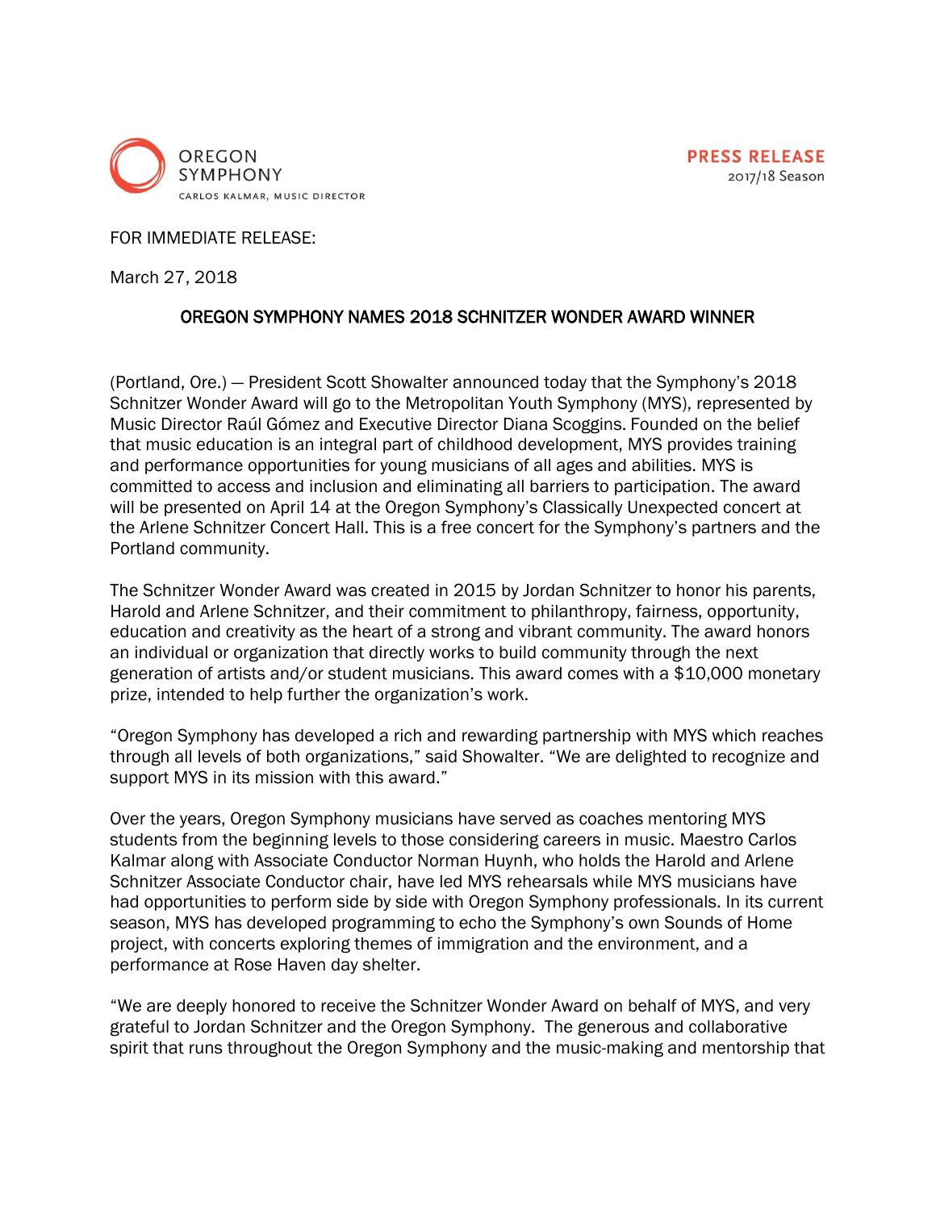OREGON SYMPHONY
CARLOS KALMAR, MUSIC DIRECTOR

**PRESS RELEASE**
2017/18 Season

FOR IMMEDIATE RELEASE:

March 27, 2018

## OREGON SYMPHONY NAMES 2018 SCHNITZER WONDER AWARD WINNER

(Portland, Ore.) — President Scott Showalter announced today that the Symphony's 2018 Schnitzer Wonder Award will go to the Metropolitan Youth Symphony (MYS), represented by Music Director Raúl Gómez and Executive Director Diana Scoggins. Founded on the belief that music education is an integral part of childhood development, MYS provides training and performance opportunities for young musicians of all ages and abilities. MYS is committed to access and inclusion and eliminating all barriers to participation. The award will be presented on April 14 at the Oregon Symphony's Classically Unexpected concert at the Arlene Schnitzer Concert Hall. This is a free concert for the Symphony's partners and the Portland community.

The Schnitzer Wonder Award was created in 2015 by Jordan Schnitzer to honor his parents, Harold and Arlene Schnitzer, and their commitment to philanthropy, fairness, opportunity, education and creativity as the heart of a strong and vibrant community. The award honors an individual or organization that directly works to build community through the next generation of artists and/or student musicians. This award comes with a $10,000 monetary prize, intended to help further the organization's work.

"Oregon Symphony has developed a rich and rewarding partnership with MYS which reaches through all levels of both organizations," said Showalter. "We are delighted to recognize and support MYS in its mission with this award."

Over the years, Oregon Symphony musicians have served as coaches mentoring MYS students from the beginning levels to those considering careers in music. Maestro Carlos Kalmar along with Associate Conductor Norman Huynh, who holds the Harold and Arlene Schnitzer Associate Conductor chair, have led MYS rehearsals while MYS musicians have had opportunities to perform side by side with Oregon Symphony professionals. In its current season, MYS has developed programming to echo the Symphony's own Sounds of Home project, with concerts exploring themes of immigration and the environment, and a performance at Rose Haven day shelter.

"We are deeply honored to receive the Schnitzer Wonder Award on behalf of MYS, and very grateful to Jordan Schnitzer and the Oregon Symphony. The generous and collaborative spirit that runs throughout the Oregon Symphony and the music-making and mentorship that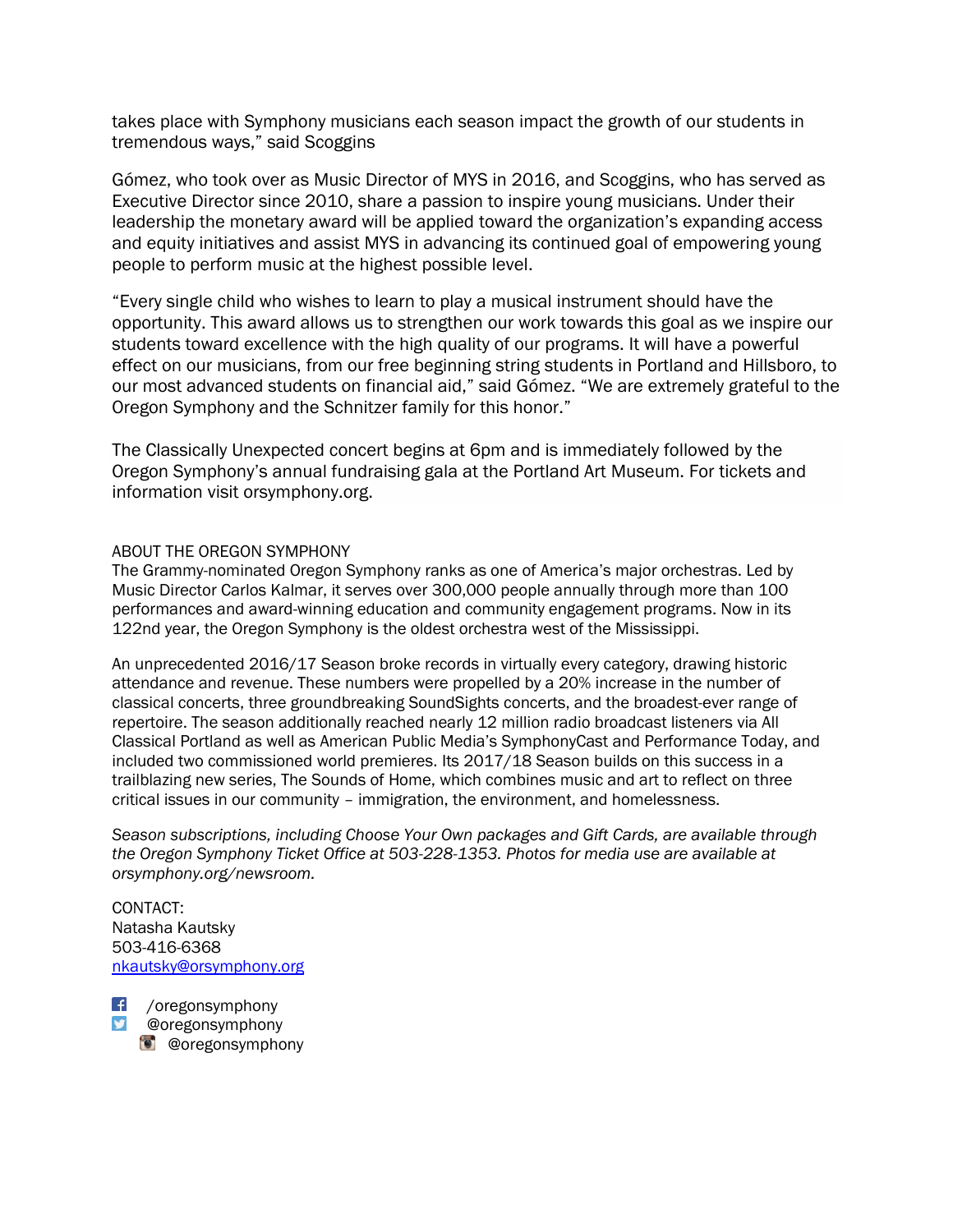takes place with Symphony musicians each season impact the growth of our students in tremendous ways," said Scoggins

Gómez, who took over as Music Director of MYS in 2016, and Scoggins, who has served as Executive Director since 2010, share a passion to inspire young musicians. Under their leadership the monetary award will be applied toward the organization's expanding access and equity initiatives and assist MYS in advancing its continued goal of empowering young people to perform music at the highest possible level.

"Every single child who wishes to learn to play a musical instrument should have the opportunity. This award allows us to strengthen our work towards this goal as we inspire our students toward excellence with the high quality of our programs. It will have a powerful effect on our musicians, from our free beginning string students in Portland and Hillsboro, to our most advanced students on financial aid," said Gómez. "We are extremely grateful to the Oregon Symphony and the Schnitzer family for this honor."

The Classically Unexpected concert begins at 6pm and is immediately followed by the Oregon Symphony's annual fundraising gala at the Portland Art Museum. For tickets and information visit orsymphony.org.

ABOUT THE OREGON SYMPHONY

The Grammy-nominated Oregon Symphony ranks as one of America's major orchestras. Led by Music Director Carlos Kalmar, it serves over 300,000 people annually through more than 100 performances and award-winning education and community engagement programs. Now in its 122nd year, the Oregon Symphony is the oldest orchestra west of the Mississippi.

An unprecedented 2016/17 Season broke records in virtually every category, drawing historic attendance and revenue. These numbers were propelled by a 20% increase in the number of classical concerts, three groundbreaking SoundSights concerts, and the broadest-ever range of repertoire. The season additionally reached nearly 12 million radio broadcast listeners via All Classical Portland as well as American Public Media's SymphonyCast and Performance Today, and included two commissioned world premieres. Its 2017/18 Season builds on this success in a trailblazing new series, The Sounds of Home, which combines music and art to reflect on three critical issues in our community – immigration, the environment, and homelessness.

*Season subscriptions, including Choose Your Own packages and Gift Cards, are available through the Oregon Symphony Ticket Office at 503-228-1353. Photos for media use are available at orsymphony.org/newsroom.*

CONTACT:
Natasha Kautsky
503-416-6368
nkautsky@orsymphony.org

/oregonsymphony
@oregonsymphony
@oregonsymphony